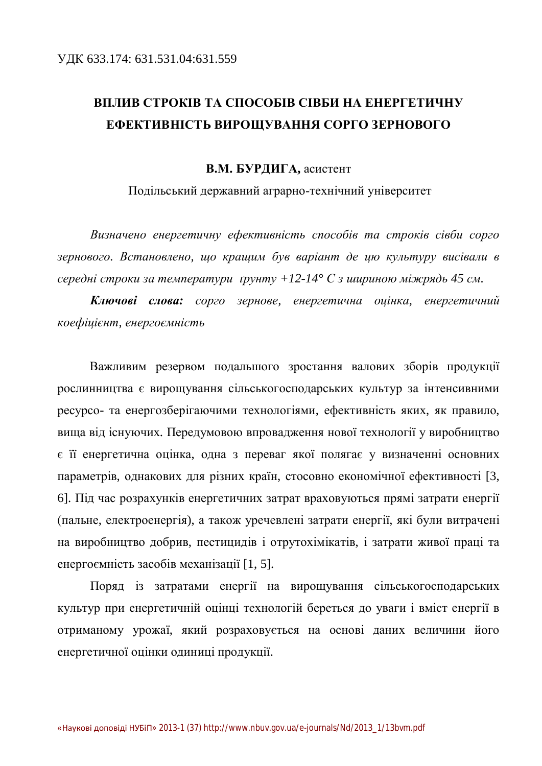УДК 633.174: 631.531.04:631.559

# ВПЛИВ СТРОКІВ ТА СПОСОБІВ СІВБИ НА ЕНЕРГЕТИЧНУ ЕФЕКТИВНІСТЬ ВИРОЩУВАННЯ СОРГО ЗЕРНОВОГО

**В.М. БУРДИГА,** асистент

Подільський державний аграрно-технічний університет

*Визначено енергетичну ефективність способів та строків сівби сорго зернового. Встановлено, що кращим був варіант де цю культуру висівали в середні строки за температури ґрунту +12-14° С з шириною міжрядь 45 см.*

***Ключові слова:*** *сорго зернове, енергетична оцінка, енергетичний коефіцієнт, енергоємність*

Важливим резервом подальшого зростання валових зборів продукції рослинництва є вирощування сільськогосподарських культур за інтенсивними ресурсо- та енергозберігаючими технологіями, ефективність яких, як правило, вища від існуючих. Передумовою впровадження нової технології у виробництво є її енергетична оцінка, одна з переваг якої полягає у визначенні основних параметрів, однакових для різних країн, стосовно економічної ефективності [3, 6]. Під час розрахунків енергетичних затрат враховуються прямі затрати енергії (пальне, електроенергія), а також уречевлені затрати енергії, які були витрачені на виробництво добрив, пестицидів і отрутохімікатів, і затрати живої праці та енергоємність засобів механізації [1, 5].

Поряд із затратами енергії на вирощування сільськогосподарських культур при енергетичній оцінці технологій береться до уваги і вміст енергії в отриманому урожаї, який розраховується на основі даних величини його енергетичної оцінки одиниці продукції.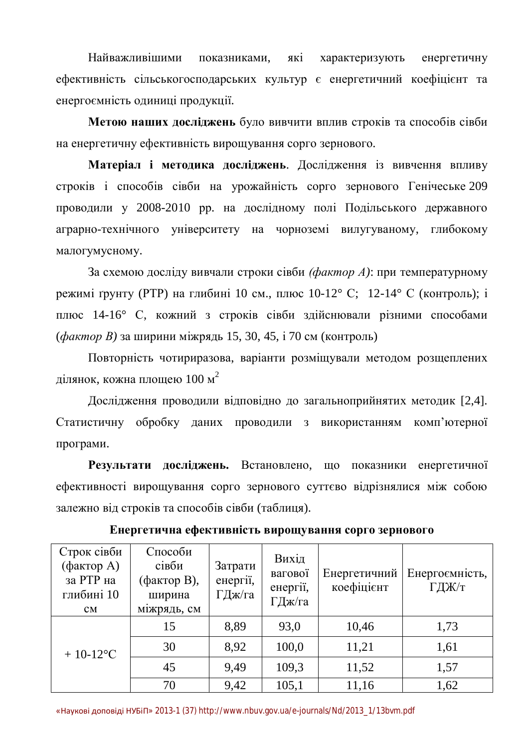Найважливішими показниками, які характеризують енергетичну ефективність сільськогосподарських культур є енергетичний коефіцієнт та енергоємність одиниці продукції.

**Метою наших досліджень** було вивчити вплив строків та способів сівби на енергетичну ефективність вирощування сорго зернового.

**Матеріал і методика досліджень**. Дослідження із вивчення впливу строків і способів сівби на урожайність сорго зернового Генічеське 209 проводили у 2008-2010 рр. на дослідному полі Подільського державного аграрно-технічного університету на чорноземі вилугуваному, глибокому малогумусному.

За схемою досліду вивчали строки сівби *(фактор А)*: при температурному режимі ґрунту (РТР) на глибині 10 см., плюс 10-12° С;  12-14° С (контроль); і плюс 14-16° С, кожний з строків сівби здійснювали різними способами (*фактор В)* за ширини міжрядь 15, 30, 45, і 70 см (контроль)

Повторність чотириразова, варіанти розміщували методом розщеплених ділянок, кожна площею 100 м$^2$

Дослідження проводили відповідно до загальноприйнятих методик [2,4]. Статистичну обробку даних проводили з використанням комп'ютерної програми.

**Результати досліджень.** Встановлено, що показники енергетичної ефективності вирощування сорго зернового суттєво відрізнялися між собою залежно від строків та способів сівби (таблиця).

**Енергетична ефективність вирощування сорго зернового**

| Строк сівби (фактор А) за РТР на глибині 10 см | Способи сівби (фактор В), ширина міжрядь, см | Затрати енергії, ГДж/га | Вихід вагової енергії, ГДж/га | Енергетичний коефіцієнт | Енергоємність, ГДЖ/т |
|---|---|---|---|---|---|
| + 10-12°С | 15 | 8,89 | 93,0 | 10,46 | 1,73 |
| | 30 | 8,92 | 100,0 | 11,21 | 1,61 |
| | 45 | 9,49 | 109,3 | 11,52 | 1,57 |
| | 70 | 9,42 | 105,1 | 11,16 | 1,62 |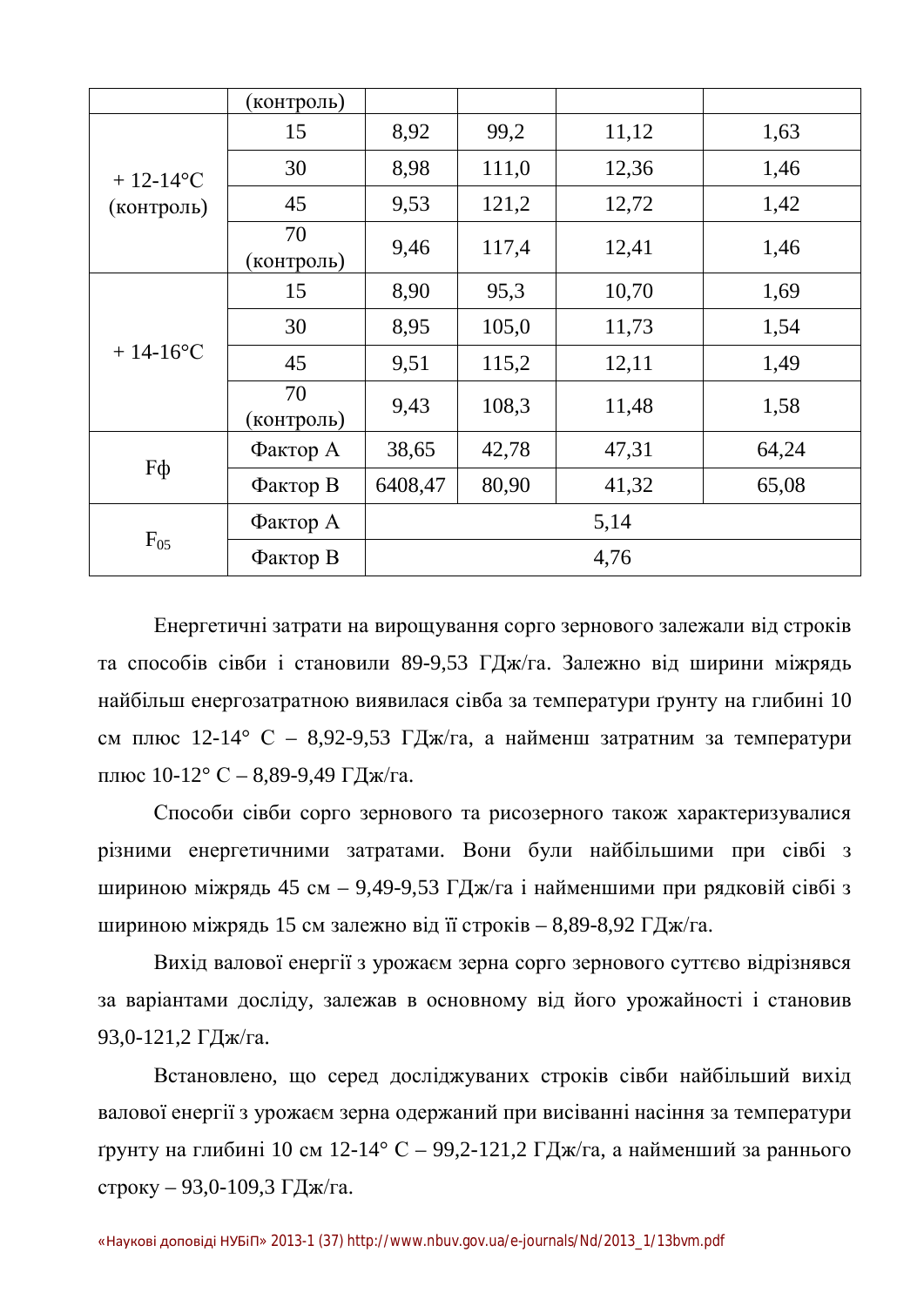|  | (контроль) |  |  |  |  |
|---|---|---|---|---|---|
| + 12-14°C (контроль) | 15 | 8,92 | 99,2 | 11,12 | 1,63 |
|  | 30 | 8,98 | 111,0 | 12,36 | 1,46 |
|  | 45 | 9,53 | 121,2 | 12,72 | 1,42 |
|  | 70 (контроль) | 9,46 | 117,4 | 12,41 | 1,46 |
| + 14-16°C | 15 | 8,90 | 95,3 | 10,70 | 1,69 |
|  | 30 | 8,95 | 105,0 | 11,73 | 1,54 |
|  | 45 | 9,51 | 115,2 | 12,11 | 1,49 |
|  | 70 (контроль) | 9,43 | 108,3 | 11,48 | 1,58 |
| Fф | Фактор А | 38,65 | 42,78 | 47,31 | 64,24 |
|  | Фактор В | 6408,47 | 80,90 | 41,32 | 65,08 |
| $F_{05}$ | Фактор А | 5,14 |  |  |  |
|  | Фактор В | 4,76 |  |  |  |

Енергетичні затрати на вирощування сорго зернового залежали від строків та способів сівби і становили 89-9,53 ГДж/га. Залежно від ширини міжрядь найбільш енергозатратною виявилася сівба за температури ґрунту на глибині 10 см плюс 12-14° С – 8,92-9,53 ГДж/га, а найменш затратним за температури плюс 10-12° С – 8,89-9,49 ГДж/га.

Способи сівби сорго зернового та рисозерного також характеризувалися різними енергетичними затратами. Вони були найбільшими при сівбі з шириною міжрядь 45 см – 9,49-9,53 ГДж/га і найменшими при рядковій сівбі з шириною міжрядь 15 см залежно від її строків – 8,89-8,92 ГДж/га.

Вихід валової енергії з урожаєм зерна сорго зернового суттєво відрізнявся за варіантами досліду, залежав в основному від його урожайності і становив 93,0-121,2 ГДж/га.

Встановлено, що серед досліджуваних строків сівби найбільший вихід валової енергії з урожаєм зерна одержаний при висіванні насіння за температури ґрунту на глибині 10 см 12-14° С – 99,2-121,2 ГДж/га, а найменший за раннього строку – 93,0-109,3 ГДж/га.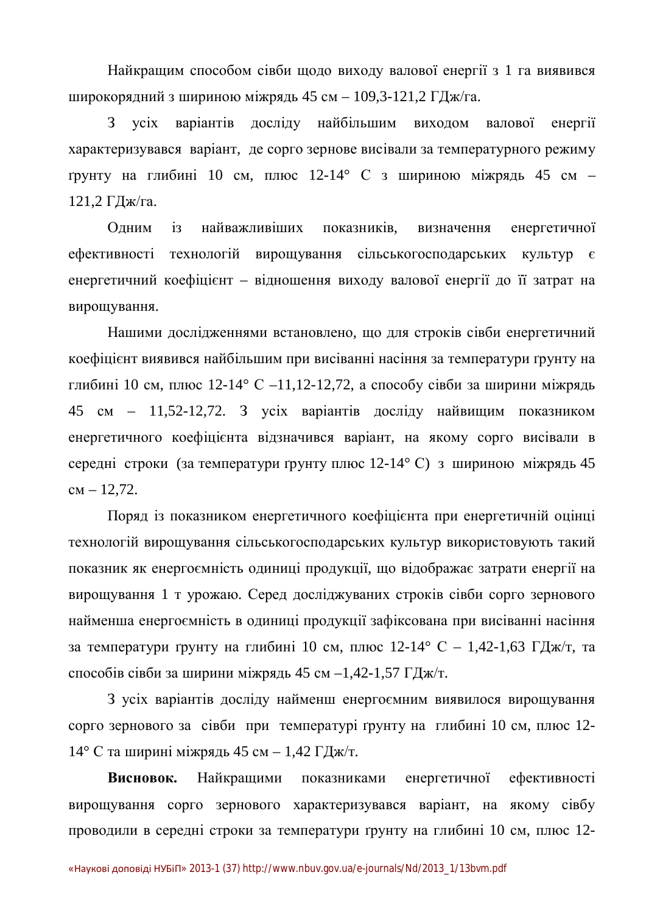Найкращим способом сівби щодо виходу валової енергії з 1 га виявився широкорядний з шириною міжрядь 45 см – 109,3-121,2 ГДж/га.

З усіх варіантів досліду найбільшим виходом валової енергії характеризувався варіант, де сорго зернове висівали за температурного режиму ґрунту на глибині 10 см, плюс 12-14° С з шириною міжрядь 45 см – 121,2 ГДж/га.

Одним із найважливіших показників, визначення енергетичної ефективності технологій вирощування сільськогосподарських культур є енергетичний коефіцієнт – відношення виходу валової енергії до її затрат на вирощування.

Нашими дослідженнями встановлено, що для строків сівби енергетичний коефіцієнт виявився найбільшим при висіванні насіння за температури ґрунту на глибині 10 см, плюс 12-14° С –11,12-12,72, а способу сівби за ширини міжрядь 45 см – 11,52-12,72. З усіх варіантів досліду найвищим показником енергетичного коефіцієнта відзначився варіант, на якому сорго висівали в середні строки (за температури ґрунту плюс 12-14° С) з шириною міжрядь 45 см – 12,72.

Поряд із показником енергетичного коефіцієнта при енергетичній оцінці технологій вирощування сільськогосподарських культур використовують такий показник як енергоємність одиниці продукції, що відображає затрати енергії на вирощування 1 т урожаю. Серед досліджуваних строків сівби сорго зернового найменша енергоємність в одиниці продукції зафіксована при висіванні насіння за температури ґрунту на глибині 10 см, плюс 12-14° С – 1,42-1,63 ГДж/т, та способів сівби за ширини міжрядь 45 см –1,42-1,57 ГДж/т.

З усіх варіантів досліду найменш енергоємним виявилося вирощування сорго зернового за сівби при температурі ґрунту на глибині 10 см, плюс 12-14° С та ширині міжрядь 45 см – 1,42 ГДж/т.

**Висновок.** Найкращими показниками енергетичної ефективності вирощування сорго зернового характеризувався варіант, на якому сівбу проводили в середні строки за температури ґрунту на глибині 10 см, плюс 12-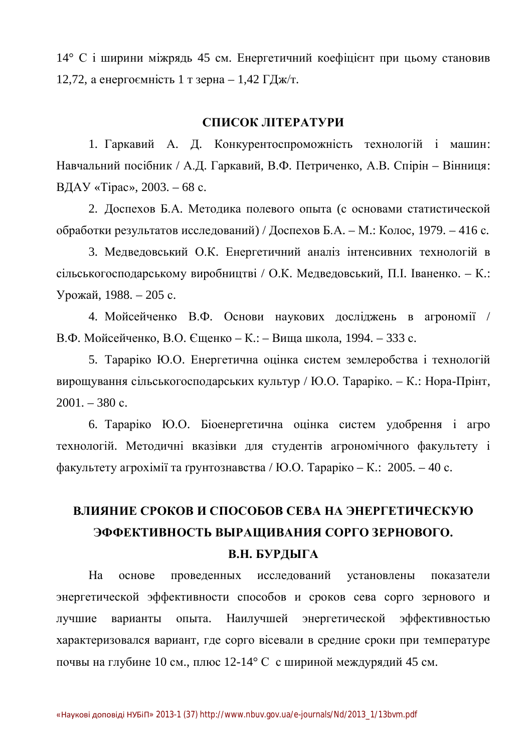14° С і ширини міжрядь 45 см. Енергетичний коефіцієнт при цьому становив 12,72, а енергоємність 1 т зерна – 1,42 ГДж/т.

## СПИСОК ЛІТЕРАТУРИ

1. Гаркавий А. Д. Конкурентоспроможність технологій і машин: Навчальний посібник / А.Д. Гаркавий, В.Ф. Петриченко, А.В. Спірін – Вінниця: ВДАУ «Тірас», 2003. – 68 с.
2. Доспехов Б.А. Методика полевого опыта (с основами статистической обработки результатов исследований) / Доспехов Б.А. – М.: Колос, 1979. – 416 с.
3. Медведовський О.К. Енергетичний аналіз інтенсивних технологій в сільськогосподарському виробництві / О.К. Медведовський, П.І. Іваненко. – К.: Урожай, 1988. – 205 с.
4. Мойсейченко В.Ф. Основи наукових досліджень в агрономії / В.Ф. Мойсейченко, В.О. Єщенко – К.: – Вища школа, 1994. – 333 с.
5. Таракіо Ю.О. Енергетична оцінка систем землеробства і технологій вирощування сільськогосподарських культур / Ю.О. Тараріко. – К.: Нора-Прінт, 2001. – 380 с.
6. Тараріко Ю.О. Біоенергетична оцінка систем удобрення і агро технологій. Методичні вказівки для студентів агрономічного факультету і факультету агрохімії та ґрунтознавства / Ю.О. Тараріко – К.: 2005. – 40 с.

## ВЛИЯНИЕ СРОКОВ И СПОСОБОВ СЕВА НА ЭНЕРГЕТИЧЕСКУЮ ЭФФЕКТИВНОСТЬ ВЫРАЩИВАНИЯ СОРГО ЗЕРНОВОГО.

**В.Н. БУРДЫГА**

На основе проведенных исследований установлены показатели энергетической эффективности способов и сроков сева сорго зернового и лучшие варианты опыта. Наилучшей энергетической эффективностью характеризовался вариант, где сорго вісевали в средние сроки при температуре почвы на глубине 10 см., плюс 12-14° С с шириной междурядий 45 см.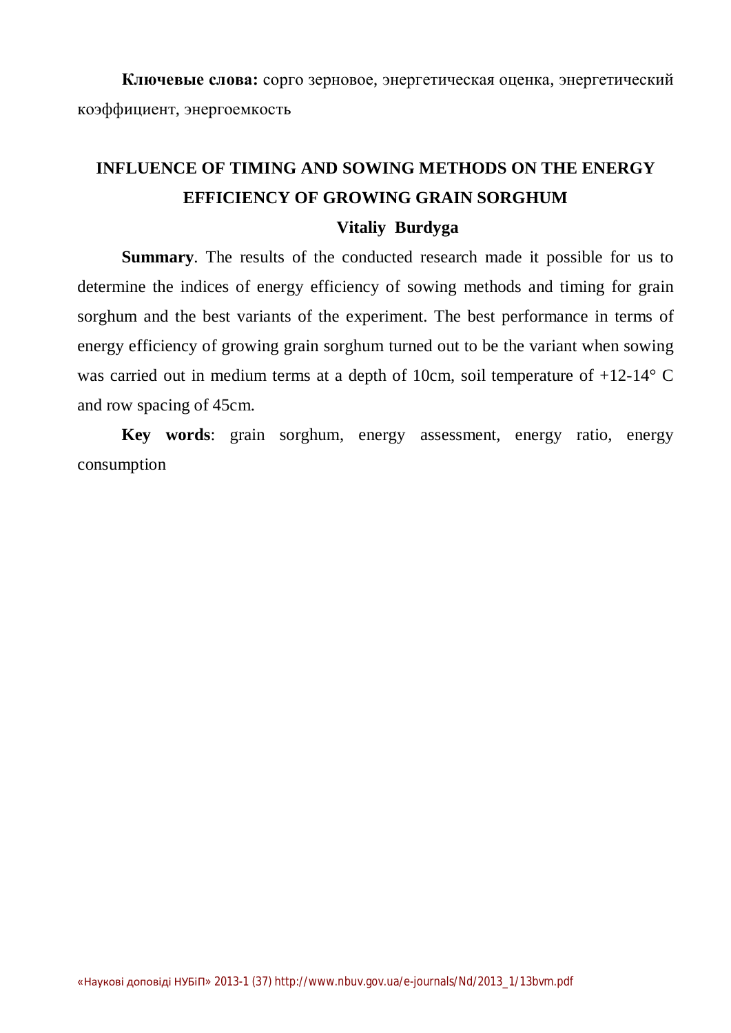**Ключевые слова:** сорго зерновое, энергетическая оценка, энергетический коэффициент, энергоемкость

## INFLUENCE OF TIMING AND SOWING METHODS ON THE ENERGY EFFICIENCY OF GROWING GRAIN SORGHUM

**Vitaliy Burdyga**

**Summary**. The results of the conducted research made it possible for us to determine the indices of energy efficiency of sowing methods and timing for grain sorghum and the best variants of the experiment. The best performance in terms of energy efficiency of growing grain sorghum turned out to be the variant when sowing was carried out in medium terms at a depth of 10cm, soil temperature of +12-14° C and row spacing of 45cm.

**Key words**: grain sorghum, energy assessment, energy ratio, energy consumption